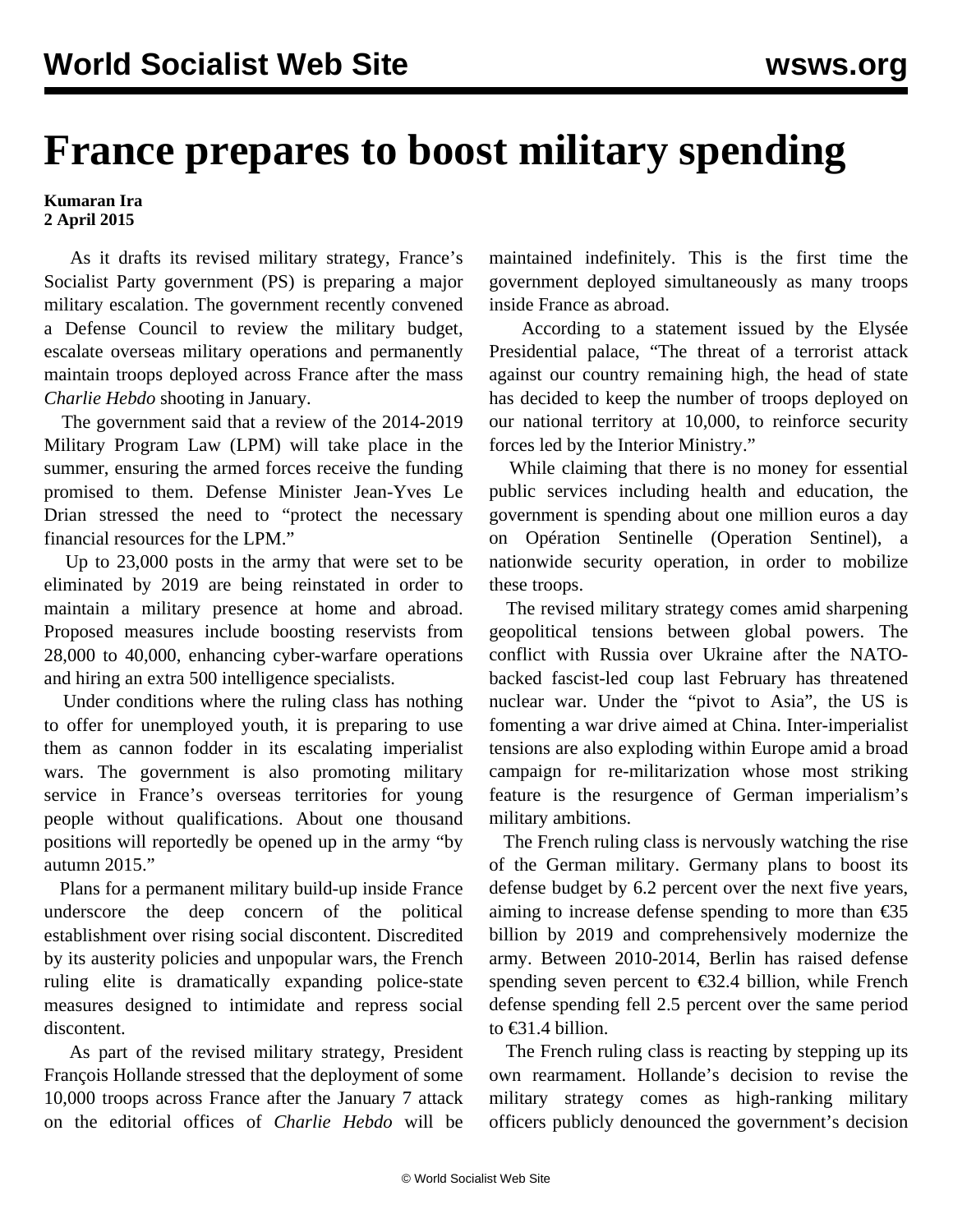# France prepares to boost military spending

**Kumaran Ira**
**2 April 2015**

As it drafts its revised military strategy, France's Socialist Party government (PS) is preparing a major military escalation. The government recently convened a Defense Council to review the military budget, escalate overseas military operations and permanently maintain troops deployed across France after the mass *Charlie Hebdo* shooting in January.

The government said that a review of the 2014-2019 Military Program Law (LPM) will take place in the summer, ensuring the armed forces receive the funding promised to them. Defense Minister Jean-Yves Le Drian stressed the need to "protect the necessary financial resources for the LPM."

Up to 23,000 posts in the army that were set to be eliminated by 2019 are being reinstated in order to maintain a military presence at home and abroad. Proposed measures include boosting reservists from 28,000 to 40,000, enhancing cyber-warfare operations and hiring an extra 500 intelligence specialists.

Under conditions where the ruling class has nothing to offer for unemployed youth, it is preparing to use them as cannon fodder in its escalating imperialist wars. The government is also promoting military service in France's overseas territories for young people without qualifications. About one thousand positions will reportedly be opened up in the army "by autumn 2015."

Plans for a permanent military build-up inside France underscore the deep concern of the political establishment over rising social discontent. Discredited by its austerity policies and unpopular wars, the French ruling elite is dramatically expanding police-state measures designed to intimidate and repress social discontent.

As part of the revised military strategy, President François Hollande stressed that the deployment of some 10,000 troops across France after the January 7 attack on the editorial offices of *Charlie Hebdo* will be maintained indefinitely. This is the first time the government deployed simultaneously as many troops inside France as abroad.

According to a statement issued by the Elysée Presidential palace, "The threat of a terrorist attack against our country remaining high, the head of state has decided to keep the number of troops deployed on our national territory at 10,000, to reinforce security forces led by the Interior Ministry."

While claiming that there is no money for essential public services including health and education, the government is spending about one million euros a day on Opération Sentinelle (Operation Sentinel), a nationwide security operation, in order to mobilize these troops.

The revised military strategy comes amid sharpening geopolitical tensions between global powers. The conflict with Russia over Ukraine after the NATO-backed fascist-led coup last February has threatened nuclear war. Under the "pivot to Asia", the US is fomenting a war drive aimed at China. Inter-imperialist tensions are also exploding within Europe amid a broad campaign for re-militarization whose most striking feature is the resurgence of German imperialism's military ambitions.

The French ruling class is nervously watching the rise of the German military. Germany plans to boost its defense budget by 6.2 percent over the next five years, aiming to increase defense spending to more than €35 billion by 2019 and comprehensively modernize the army. Between 2010-2014, Berlin has raised defense spending seven percent to €32.4 billion, while French defense spending fell 2.5 percent over the same period to €31.4 billion.

The French ruling class is reacting by stepping up its own rearmament. Hollande's decision to revise the military strategy comes as high-ranking military officers publicly denounced the government's decision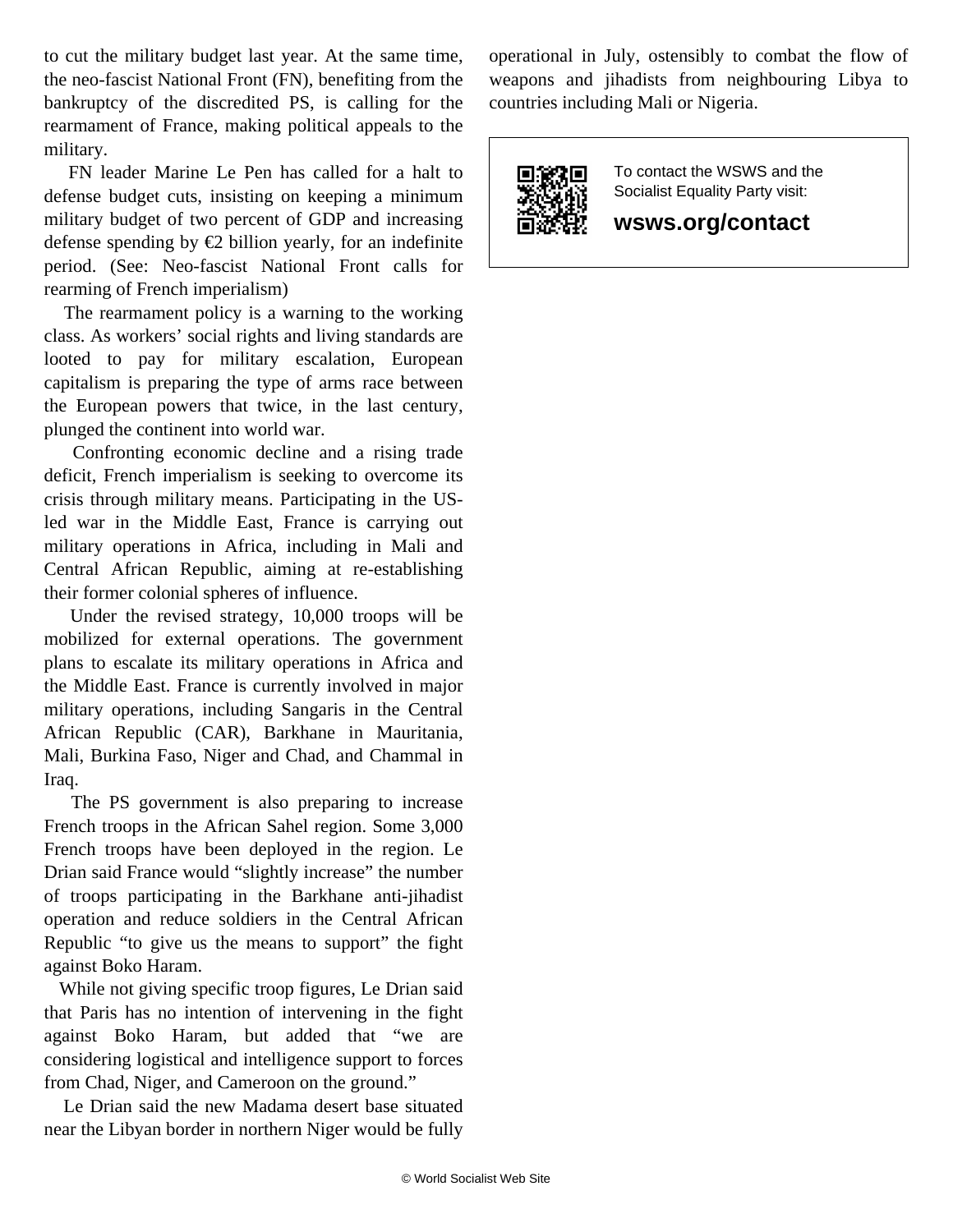to cut the military budget last year. At the same time, the neo-fascist National Front (FN), benefiting from the bankruptcy of the discredited PS, is calling for the rearmament of France, making political appeals to the military.

FN leader Marine Le Pen has called for a halt to defense budget cuts, insisting on keeping a minimum military budget of two percent of GDP and increasing defense spending by €2 billion yearly, for an indefinite period. (See: Neo-fascist National Front calls for rearming of French imperialism)

The rearmament policy is a warning to the working class. As workers' social rights and living standards are looted to pay for military escalation, European capitalism is preparing the type of arms race between the European powers that twice, in the last century, plunged the continent into world war.

Confronting economic decline and a rising trade deficit, French imperialism is seeking to overcome its crisis through military means. Participating in the US-led war in the Middle East, France is carrying out military operations in Africa, including in Mali and Central African Republic, aiming at re-establishing their former colonial spheres of influence.

Under the revised strategy, 10,000 troops will be mobilized for external operations. The government plans to escalate its military operations in Africa and the Middle East. France is currently involved in major military operations, including Sangaris in the Central African Republic (CAR), Barkhane in Mauritania, Mali, Burkina Faso, Niger and Chad, and Chammal in Iraq.

The PS government is also preparing to increase French troops in the African Sahel region. Some 3,000 French troops have been deployed in the region. Le Drian said France would "slightly increase" the number of troops participating in the Barkhane anti-jihadist operation and reduce soldiers in the Central African Republic "to give us the means to support" the fight against Boko Haram.

While not giving specific troop figures, Le Drian said that Paris has no intention of intervening in the fight against Boko Haram, but added that "we are considering logistical and intelligence support to forces from Chad, Niger, and Cameroon on the ground."

Le Drian said the new Madama desert base situated near the Libyan border in northern Niger would be fully operational in July, ostensibly to combat the flow of weapons and jihadists from neighbouring Libya to countries including Mali or Nigeria.

To contact the WSWS and the Socialist Equality Party visit:

**wsws.org/contact**